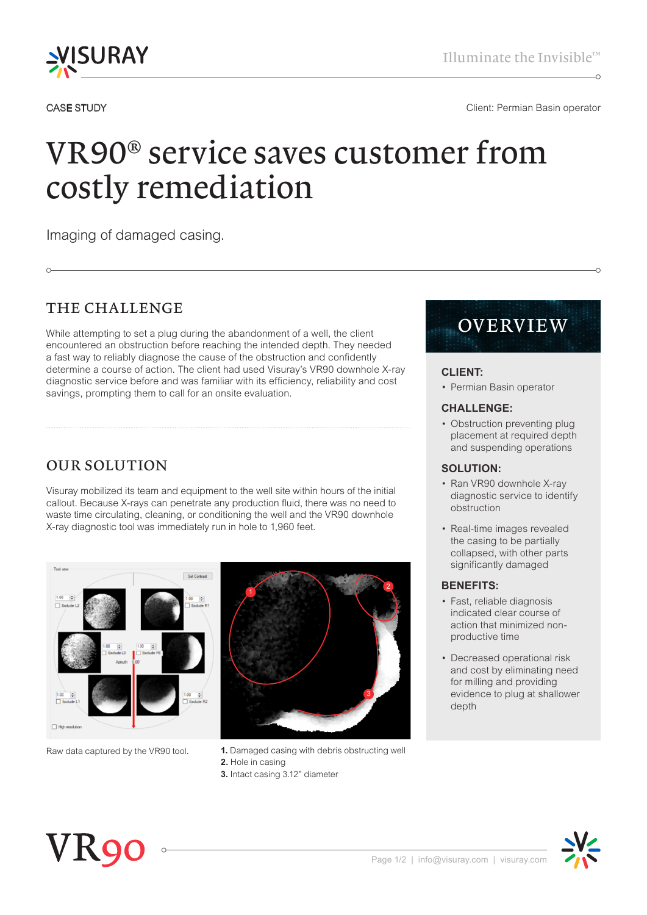CASE STUDY

Client: Permian Basin operator

# VR90® service saves customer from costly remediation

Imaging of damaged casing.

## THE CHALLENGE

While attempting to set a plug during the abandonment of a well, the client encountered an obstruction before reaching the intended depth. They needed a fast way to reliably diagnose the cause of the obstruction and confidently determine a course of action. The client had used Visuray's VR90 downhole X-ray diagnostic service before and was familiar with its efficiency, reliability and cost savings, prompting them to call for an onsite evaluation.

## OUR SOLUTION

Visuray mobilized its team and equipment to the well site within hours of the initial callout. Because X-rays can penetrate any production fluid, there was no need to waste time circulating, cleaning, or conditioning the well and the VR90 downhole X-ray diagnostic tool was immediately run in hole to 1,960 feet.

Raw data captured by the VR90 tool.

**1.** Damaged casing with debris obstructing well
**2.** Hole in casing
**3.** Intact casing 3.12" diameter

## OVERVIEW

**CLIENT:**

- Permian Basin operator

**CHALLENGE:**

- Obstruction preventing plug placement at required depth and suspending operations

**SOLUTION:**

- Ran VR90 downhole X-ray diagnostic service to identify obstruction
- Real-time images revealed the casing to be partially collapsed, with other parts significantly damaged

**BENEFITS:**

- Fast, reliable diagnosis indicated clear course of action that minimized non-productive time
- Decreased operational risk and cost by eliminating need for milling and providing evidence to plug at shallower depth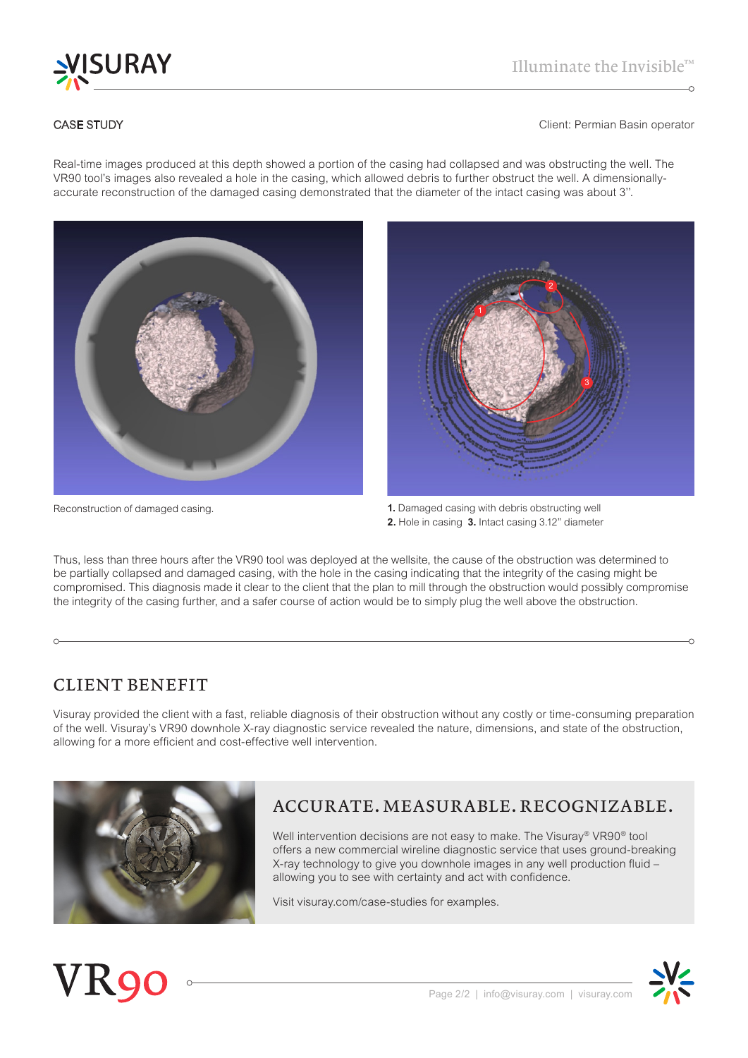CASE STUDY

Client: Permian Basin operator

Real-time images produced at this depth showed a portion of the casing had collapsed and was obstructing the well. The VR90 tool's images also revealed a hole in the casing, which allowed debris to further obstruct the well. A dimensionally-accurate reconstruction of the damaged casing demonstrated that the diameter of the intact casing was about 3''.

Reconstruction of damaged casing.

**1.** Damaged casing with debris obstructing well
**2.** Hole in casing **3.** Intact casing 3.12" diameter

Thus, less than three hours after the VR90 tool was deployed at the wellsite, the cause of the obstruction was determined to be partially collapsed and damaged casing, with the hole in the casing indicating that the integrity of the casing might be compromised. This diagnosis made it clear to the client that the plan to mill through the obstruction would possibly compromise the integrity of the casing further, and a safer course of action would be to simply plug the well above the obstruction.

## CLIENT BENEFIT

Visuray provided the client with a fast, reliable diagnosis of their obstruction without any costly or time-consuming preparation of the well. Visuray's VR90 downhole X-ray diagnostic service revealed the nature, dimensions, and state of the obstruction, allowing for a more efficient and cost-effective well intervention.

## ACCURATE. MEASURABLE. RECOGNIZABLE.

Well intervention decisions are not easy to make. The Visuray® VR90® tool offers a new commercial wireline diagnostic service that uses ground-breaking X-ray technology to give you downhole images in any well production fluid – allowing you to see with certainty and act with confidence.

Visit visuray.com/case-studies for examples.

VR90

info@visuray.com | visuray.com